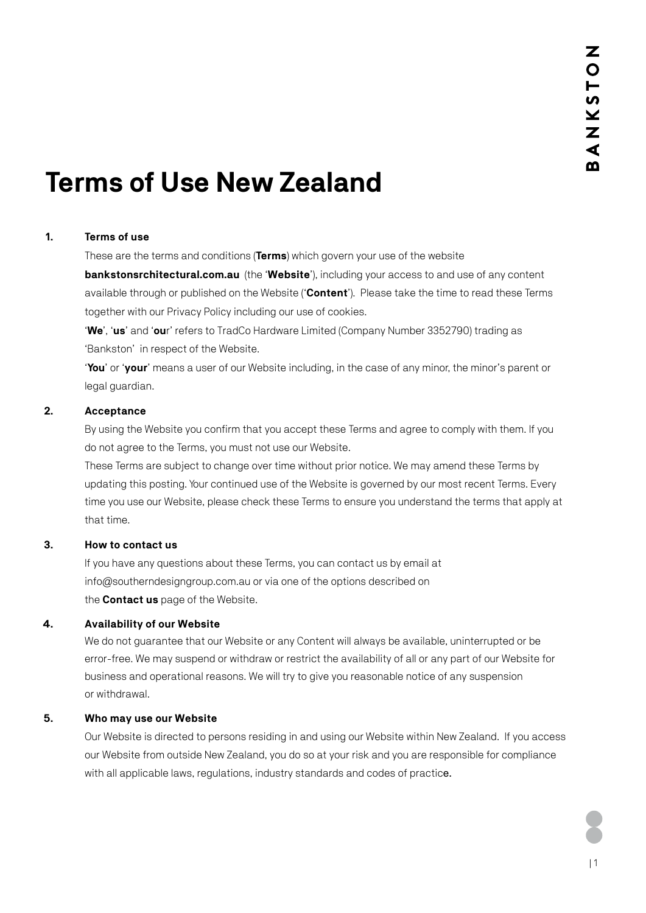# Terms of Use New Zealand

**1. Terms of use**

These are the terms and conditions (**Terms**) which govern your use of the website **bankstonsrchitectural.com.au** (the '**Website**'), including your access to and use of any content available through or published on the Website ('**Content**'). Please take the time to read these Terms together with our Privacy Policy including our use of cookies.

'**We**', '**us**' and '**ou**r' refers to TradCo Hardware Limited (Company Number 3352790) trading as 'Bankston' in respect of the Website.

'**You**' or '**your**' means a user of our Website including, in the case of any minor, the minor's parent or legal guardian.

**2. Acceptance**

By using the Website you confirm that you accept these Terms and agree to comply with them. If you do not agree to the Terms, you must not use our Website.

These Terms are subject to change over time without prior notice. We may amend these Terms by updating this posting. Your continued use of the Website is governed by our most recent Terms. Every time you use our Website, please check these Terms to ensure you understand the terms that apply at that time.

**3. How to contact us**

If you have any questions about these Terms, you can contact us by email at info@southerndesigngroup.com.au or via one of the options described on the **Contact us** page of the Website.

**4. Availability of our Website**

We do not guarantee that our Website or any Content will always be available, uninterrupted or be error-free. We may suspend or withdraw or restrict the availability of all or any part of our Website for business and operational reasons. We will try to give you reasonable notice of any suspension or withdrawal.

**5. Who may use our Website**

Our Website is directed to persons residing in and using our Website within New Zealand. If you access our Website from outside New Zealand, you do so at your risk and you are responsible for compliance with all applicable laws, regulations, industry standards and codes of practic**e.**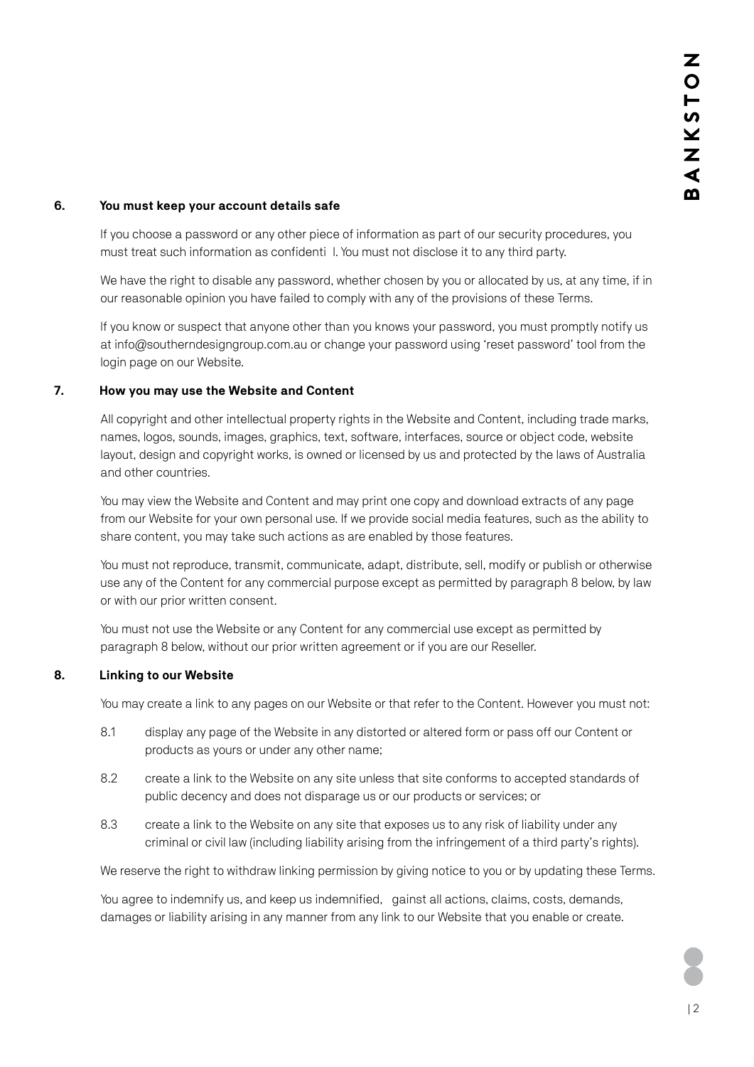**6. You must keep your account details safe**

If you choose a password or any other piece of information as part of our security procedures, you must treat such information as confidenti l. You must not disclose it to any third party.

We have the right to disable any password, whether chosen by you or allocated by us, at any time, if in our reasonable opinion you have failed to comply with any of the provisions of these Terms.

If you know or suspect that anyone other than you knows your password, you must promptly notify us at info@southerndesigngroup.com.au or change your password using 'reset password' tool from the login page on our Website.

**7. How you may use the Website and Content**

All copyright and other intellectual property rights in the Website and Content, including trade marks, names, logos, sounds, images, graphics, text, software, interfaces, source or object code, website layout, design and copyright works, is owned or licensed by us and protected by the laws of Australia and other countries.

You may view the Website and Content and may print one copy and download extracts of any page from our Website for your own personal use. If we provide social media features, such as the ability to share content, you may take such actions as are enabled by those features.

You must not reproduce, transmit, communicate, adapt, distribute, sell, modify or publish or otherwise use any of the Content for any commercial purpose except as permitted by paragraph 8 below, by law or with our prior written consent.

You must not use the Website or any Content for any commercial use except as permitted by paragraph 8 below, without our prior written agreement or if you are our Reseller.

**8. Linking to our Website**

You may create a link to any pages on our Website or that refer to the Content. However you must not:

8.1 display any page of the Website in any distorted or altered form or pass off our Content or products as yours or under any other name;

8.2 create a link to the Website on any site unless that site conforms to accepted standards of public decency and does not disparage us or our products or services; or

8.3 create a link to the Website on any site that exposes us to any risk of liability under any criminal or civil law (including liability arising from the infringement of a third party's rights).

We reserve the right to withdraw linking permission by giving notice to you or by updating these Terms.

You agree to indemnify us, and keep us indemnified, gainst all actions, claims, costs, demands, damages or liability arising in any manner from any link to our Website that you enable or create.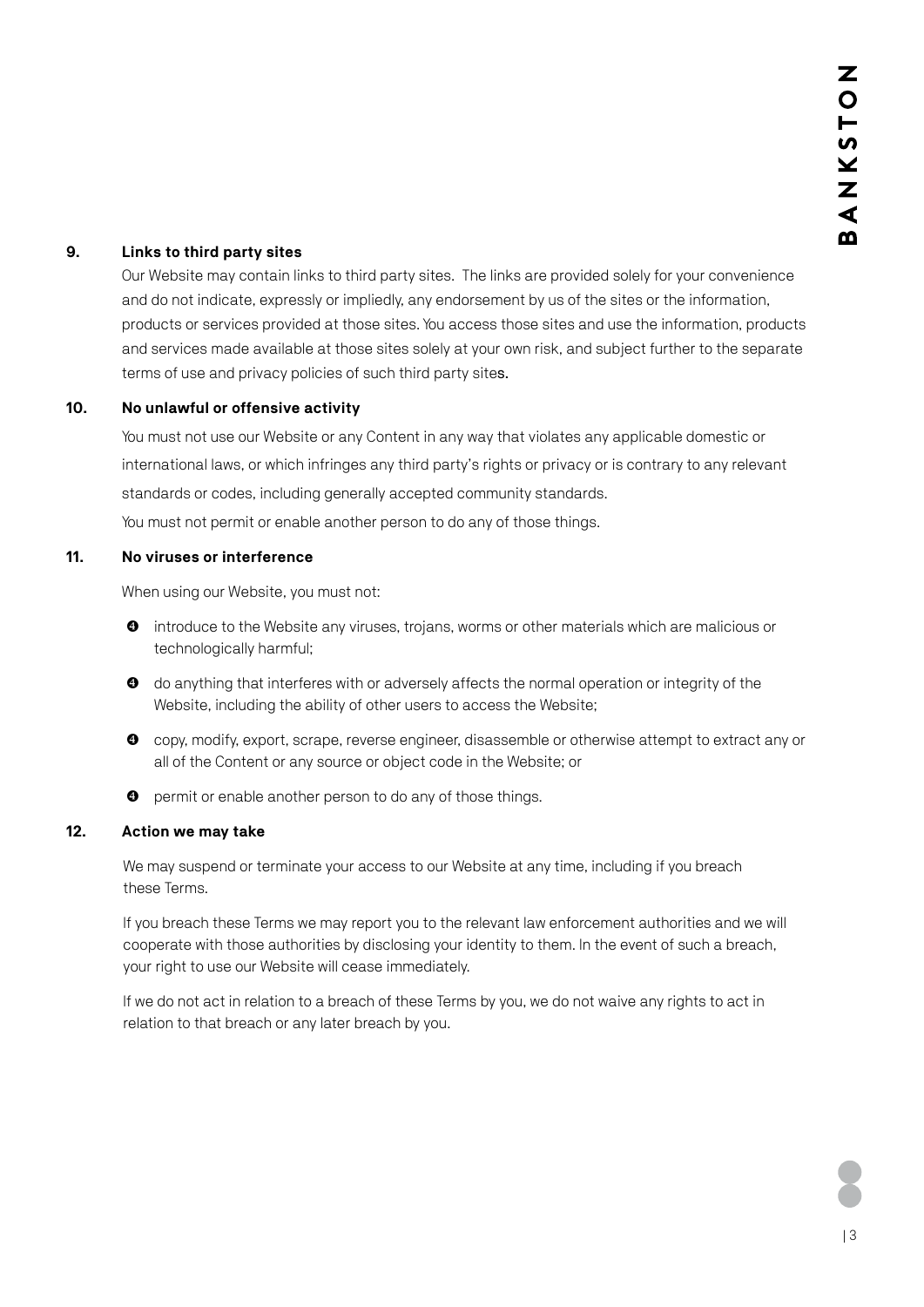## 9. Links to third party sites

Our Website may contain links to third party sites. The links are provided solely for your convenience and do not indicate, expressly or impliedly, any endorsement by us of the sites or the information, products or services provided at those sites. You access those sites and use the information, products and services made available at those sites solely at your own risk, and subject further to the separate terms of use and privacy policies of such third party sites.

## 10. No unlawful or offensive activity

You must not use our Website or any Content in any way that violates any applicable domestic or international laws, or which infringes any third party's rights or privacy or is contrary to any relevant standards or codes, including generally accepted community standards.

You must not permit or enable another person to do any of those things.

## 11. No viruses or interference

When using our Website, you must not:

- introduce to the Website any viruses, trojans, worms or other materials which are malicious or technologically harmful;
- do anything that interferes with or adversely affects the normal operation or integrity of the Website, including the ability of other users to access the Website;
- copy, modify, export, scrape, reverse engineer, disassemble or otherwise attempt to extract any or all of the Content or any source or object code in the Website; or
- permit or enable another person to do any of those things.

## 12. Action we may take

We may suspend or terminate your access to our Website at any time, including if you breach these Terms.

If you breach these Terms we may report you to the relevant law enforcement authorities and we will cooperate with those authorities by disclosing your identity to them. In the event of such a breach, your right to use our Website will cease immediately.

If we do not act in relation to a breach of these Terms by you, we do not waive any rights to act in relation to that breach or any later breach by you.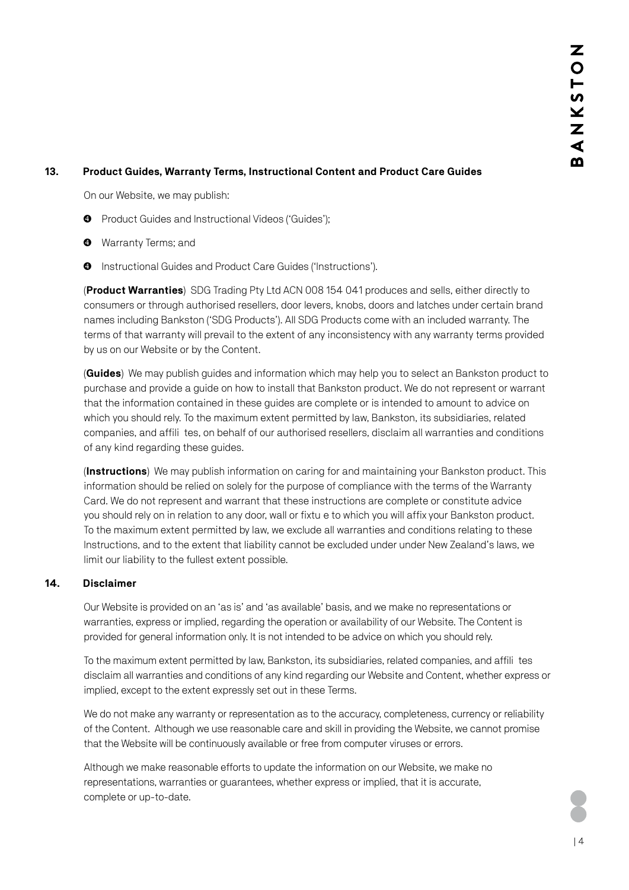### 13. Product Guides, Warranty Terms, Instructional Content and Product Care Guides

On our Website, we may publish:

- Product Guides and Instructional Videos ('Guides');
- Warranty Terms; and
- Instructional Guides and Product Care Guides ('Instructions').

(**Product Warranties**) SDG Trading Pty Ltd ACN 008 154 041 produces and sells, either directly to consumers or through authorised resellers, door levers, knobs, doors and latches under certain brand names including Bankston ('SDG Products'). All SDG Products come with an included warranty. The terms of that warranty will prevail to the extent of any inconsistency with any warranty terms provided by us on our Website or by the Content.

(**Guides**) We may publish guides and information which may help you to select an Bankston product to purchase and provide a guide on how to install that Bankston product. We do not represent or warrant that the information contained in these guides are complete or is intended to amount to advice on which you should rely. To the maximum extent permitted by law, Bankston, its subsidiaries, related companies, and affili tes, on behalf of our authorised resellers, disclaim all warranties and conditions of any kind regarding these guides.

(**Instructions**) We may publish information on caring for and maintaining your Bankston product. This information should be relied on solely for the purpose of compliance with the terms of the Warranty Card. We do not represent and warrant that these instructions are complete or constitute advice you should rely on in relation to any door, wall or fixtu e to which you will affix your Bankston product. To the maximum extent permitted by law, we exclude all warranties and conditions relating to these Instructions, and to the extent that liability cannot be excluded under under New Zealand's laws, we limit our liability to the fullest extent possible.

### 14. Disclaimer

Our Website is provided on an 'as is' and 'as available' basis, and we make no representations or warranties, express or implied, regarding the operation or availability of our Website. The Content is provided for general information only. It is not intended to be advice on which you should rely.

To the maximum extent permitted by law, Bankston, its subsidiaries, related companies, and affili tes disclaim all warranties and conditions of any kind regarding our Website and Content, whether express or implied, except to the extent expressly set out in these Terms.

We do not make any warranty or representation as to the accuracy, completeness, currency or reliability of the Content. Although we use reasonable care and skill in providing the Website, we cannot promise that the Website will be continuously available or free from computer viruses or errors.

Although we make reasonable efforts to update the information on our Website, we make no representations, warranties or guarantees, whether express or implied, that it is accurate, complete or up-to-date.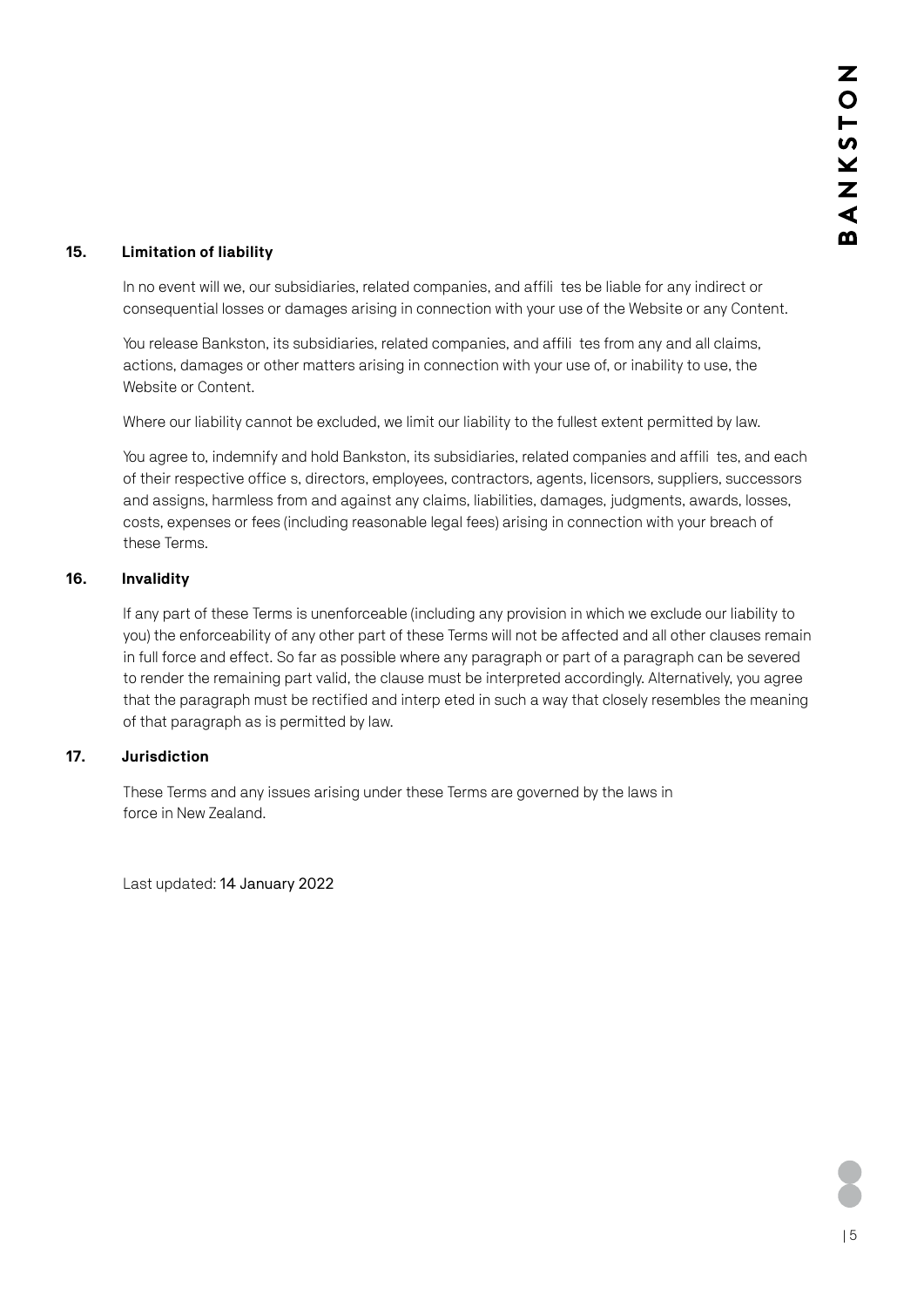## 15. Limitation of liability

In no event will we, our subsidiaries, related companies, and affili tes be liable for any indirect or consequential losses or damages arising in connection with your use of the Website or any Content.

You release Bankston, its subsidiaries, related companies, and affili tes from any and all claims, actions, damages or other matters arising in connection with your use of, or inability to use, the Website or Content.

Where our liability cannot be excluded, we limit our liability to the fullest extent permitted by law.

You agree to, indemnify and hold Bankston, its subsidiaries, related companies and affili tes, and each of their respective office s, directors, employees, contractors, agents, licensors, suppliers, successors and assigns, harmless from and against any claims, liabilities, damages, judgments, awards, losses, costs, expenses or fees (including reasonable legal fees) arising in connection with your breach of these Terms.

## 16. Invalidity

If any part of these Terms is unenforceable (including any provision in which we exclude our liability to you) the enforceability of any other part of these Terms will not be affected and all other clauses remain in full force and effect. So far as possible where any paragraph or part of a paragraph can be severed to render the remaining part valid, the clause must be interpreted accordingly. Alternatively, you agree that the paragraph must be rectified and interp eted in such a way that closely resembles the meaning of that paragraph as is permitted by law.

## 17. Jurisdiction

These Terms and any issues arising under these Terms are governed by the laws in force in New Zealand.

Last updated: 14 January 2022